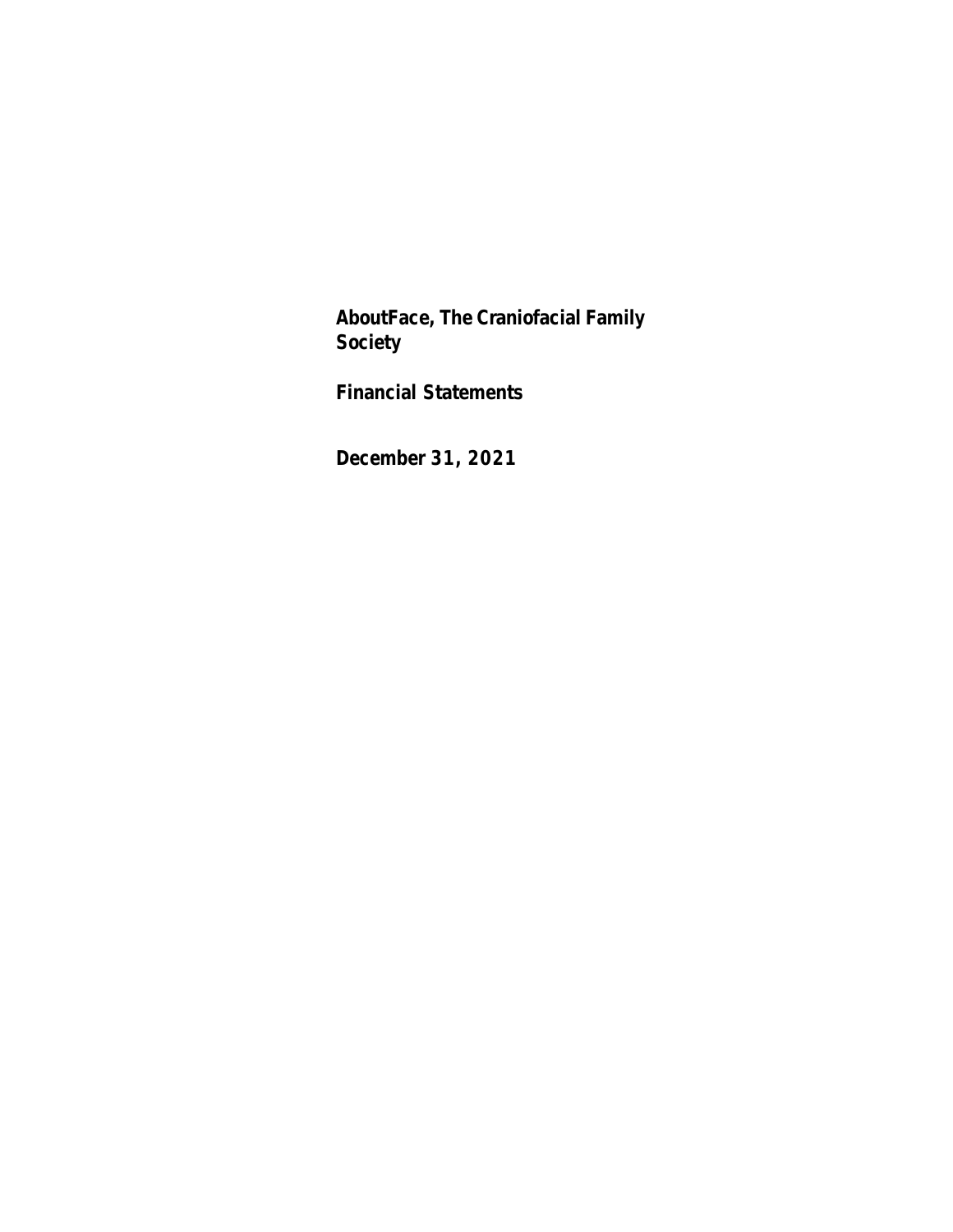# AboutFace, The Craniofacial Family Society

## Financial Statements

## December 31, 2021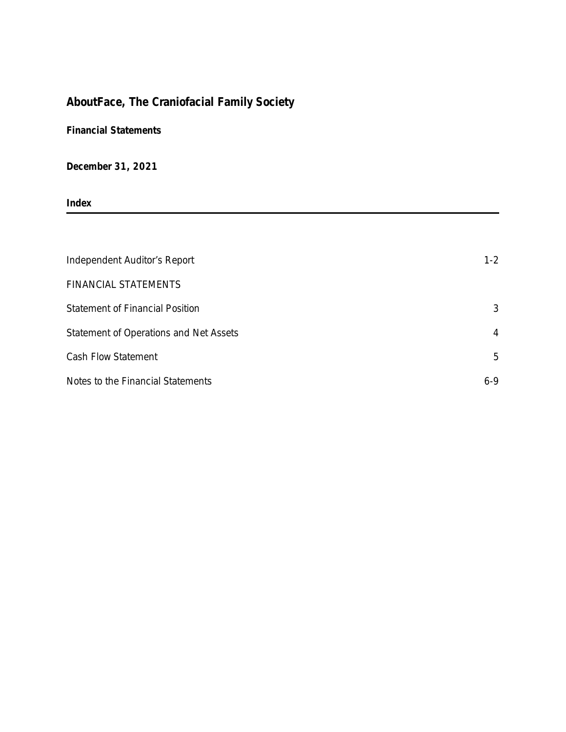# AboutFace, The Craniofacial Family Society

**Financial Statements**

**December 31, 2021**

**Index**

| | |
|---|---|
| Independent Auditor's Report | 1-2 |
| FINANCIAL STATEMENTS | |
| Statement of Financial Position | 3 |
| Statement of Operations and Net Assets | 4 |
| Cash Flow Statement | 5 |
| Notes to the Financial Statements | 6-9 |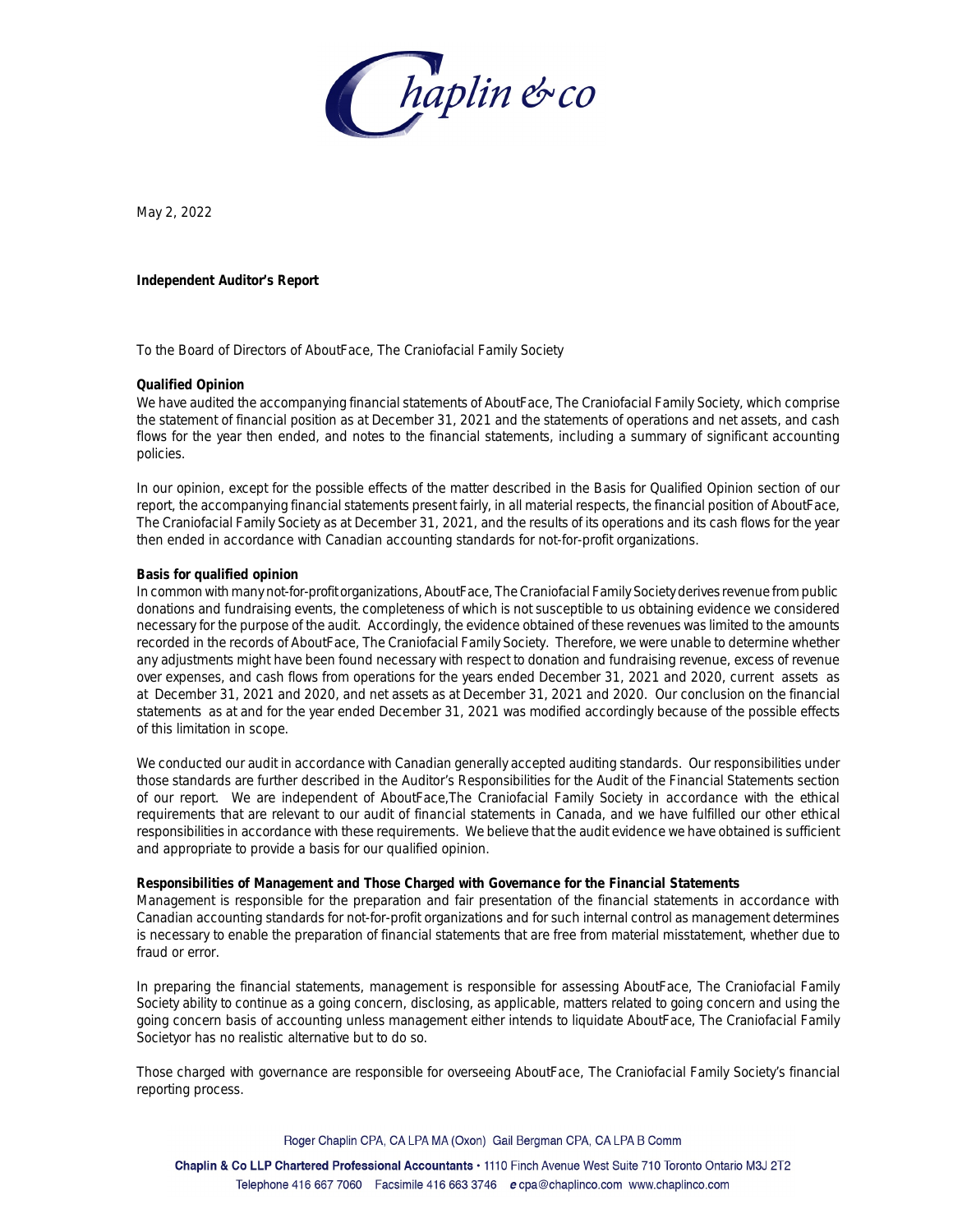May 2, 2022

**Independent Auditor's Report**

To the Board of Directors of AboutFace, The Craniofacial Family Society

**Qualified Opinion**

We have audited the accompanying financial statements of AboutFace, The Craniofacial Family Society, which comprise the statement of financial position as at December 31, 2021 and the statements of operations and net assets, and cash flows for the year then ended, and notes to the financial statements, including a summary of significant accounting policies.

In our opinion, except for the possible effects of the matter described in the Basis for Qualified Opinion section of our report, the accompanying financial statements present fairly, in all material respects, the financial position of AboutFace, The Craniofacial Family Society as at December 31, 2021, and the results of its operations and its cash flows for the year then ended in accordance with Canadian accounting standards for not-for-profit organizations.

**Basis for qualified opinion**

In common with many not-for-profit organizations, AboutFace, The Craniofacial Family Society derives revenue from public donations and fundraising events, the completeness of which is not susceptible to us obtaining evidence we considered necessary for the purpose of the audit. Accordingly, the evidence obtained of these revenues was limited to the amounts recorded in the records of AboutFace, The Craniofacial Family Society. Therefore, we were unable to determine whether any adjustments might have been found necessary with respect to donation and fundraising revenue, excess of revenue over expenses, and cash flows from operations for the years ended December 31, 2021 and 2020, current assets as at December 31, 2021 and 2020, and net assets as at December 31, 2021 and 2020. Our conclusion on the financial statements as at and for the year ended December 31, 2021 was modified accordingly because of the possible effects of this limitation in scope.

We conducted our audit in accordance with Canadian generally accepted auditing standards. Our responsibilities under those standards are further described in the Auditor's Responsibilities for the Audit of the Financial Statements section of our report. We are independent of AboutFace,The Craniofacial Family Society in accordance with the ethical requirements that are relevant to our audit of financial statements in Canada, and we have fulfilled our other ethical responsibilities in accordance with these requirements. We believe that the audit evidence we have obtained is sufficient and appropriate to provide a basis for our qualified opinion.

**Responsibilities of Management and Those Charged with Governance for the Financial Statements**

Management is responsible for the preparation and fair presentation of the financial statements in accordance with Canadian accounting standards for not-for-profit organizations and for such internal control as management determines is necessary to enable the preparation of financial statements that are free from material misstatement, whether due to fraud or error.

In preparing the financial statements, management is responsible for assessing AboutFace, The Craniofacial Family Society ability to continue as a going concern, disclosing, as applicable, matters related to going concern and using the going concern basis of accounting unless management either intends to liquidate AboutFace, The Craniofacial Family Societyor has no realistic alternative but to do so.

Those charged with governance are responsible for overseeing AboutFace, The Craniofacial Family Society's financial reporting process.

Roger Chaplin CPA, CA LPA MA (Oxon) Gail Bergman CPA, CA LPA B Comm

**Chaplin & Co LLP Chartered Professional Accountants** • 1110 Finch Avenue West Suite 710 Toronto Ontario M3J 2T2
Telephone 416 667 7060 Facsimile 416 663 3746 *e* cpa@chaplinco.com www.chaplinco.com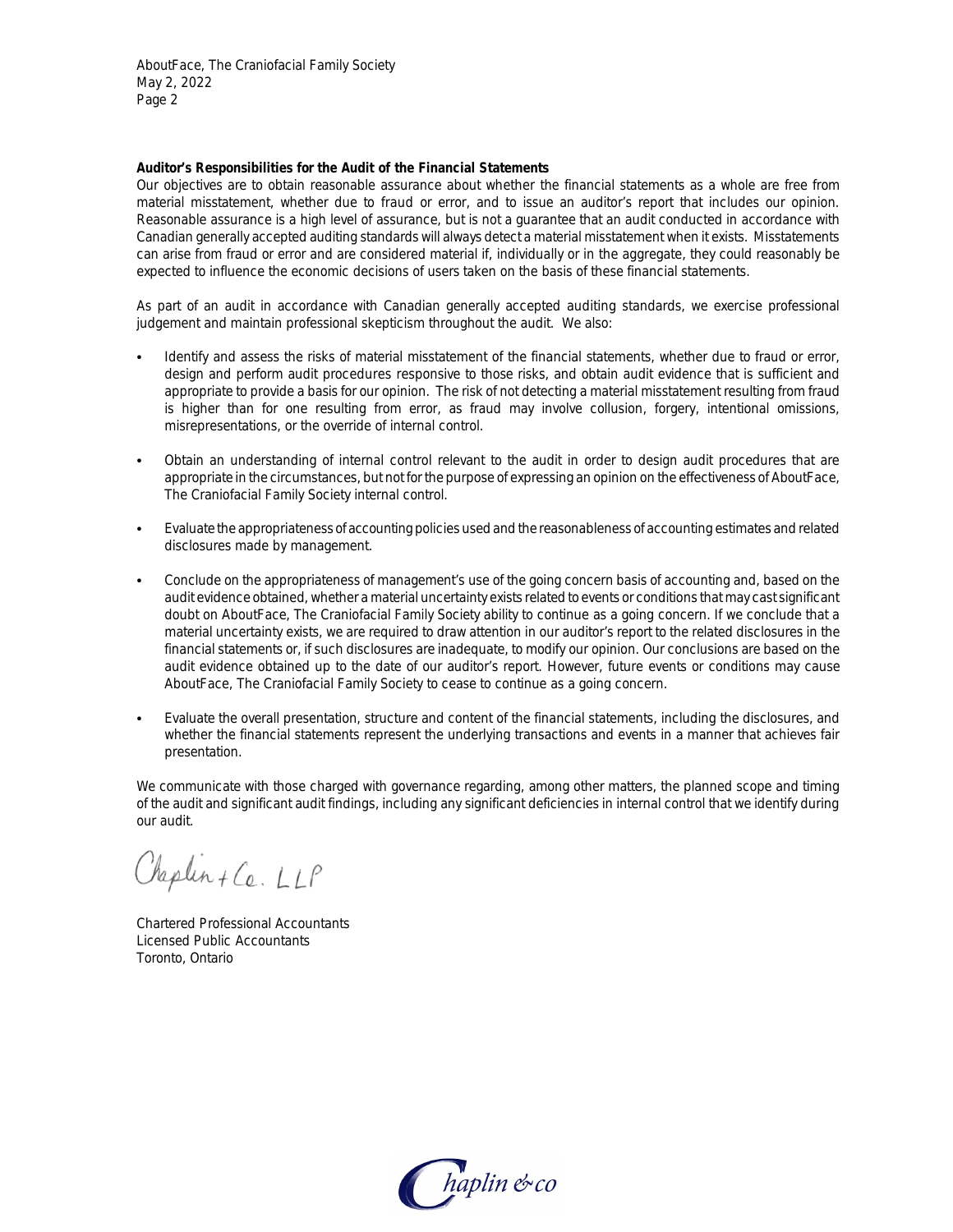**Auditor's Responsibilities for the Audit of the Financial Statements**

Our objectives are to obtain reasonable assurance about whether the financial statements as a whole are free from material misstatement, whether due to fraud or error, and to issue an auditor's report that includes our opinion. Reasonable assurance is a high level of assurance, but is not a guarantee that an audit conducted in accordance with Canadian generally accepted auditing standards will always detect a material misstatement when it exists. Misstatements can arise from fraud or error and are considered material if, individually or in the aggregate, they could reasonably be expected to influence the economic decisions of users taken on the basis of these financial statements.

As part of an audit in accordance with Canadian generally accepted auditing standards, we exercise professional judgement and maintain professional skepticism throughout the audit. We also:

- Identify and assess the risks of material misstatement of the financial statements, whether due to fraud or error, design and perform audit procedures responsive to those risks, and obtain audit evidence that is sufficient and appropriate to provide a basis for our opinion. The risk of not detecting a material misstatement resulting from fraud is higher than for one resulting from error, as fraud may involve collusion, forgery, intentional omissions, misrepresentations, or the override of internal control.

- Obtain an understanding of internal control relevant to the audit in order to design audit procedures that are appropriate in the circumstances, but not for the purpose of expressing an opinion on the effectiveness of AboutFace, The Craniofacial Family Society internal control.

- Evaluate the appropriateness of accounting policies used and the reasonableness of accounting estimates and related disclosures made by management.

- Conclude on the appropriateness of management's use of the going concern basis of accounting and, based on the audit evidence obtained, whether a material uncertainty exists related to events or conditions that may cast significant doubt on AboutFace, The Craniofacial Family Society ability to continue as a going concern. If we conclude that a material uncertainty exists, we are required to draw attention in our auditor's report to the related disclosures in the financial statements or, if such disclosures are inadequate, to modify our opinion. Our conclusions are based on the audit evidence obtained up to the date of our auditor's report. However, future events or conditions may cause AboutFace, The Craniofacial Family Society to cease to continue as a going concern.

- Evaluate the overall presentation, structure and content of the financial statements, including the disclosures, and whether the financial statements represent the underlying transactions and events in a manner that achieves fair presentation.

We communicate with those charged with governance regarding, among other matters, the planned scope and timing of the audit and significant audit findings, including any significant deficiencies in internal control that we identify during our audit.

Chaplin + Co. LLP

Chartered Professional Accountants
Licensed Public Accountants
Toronto, Ontario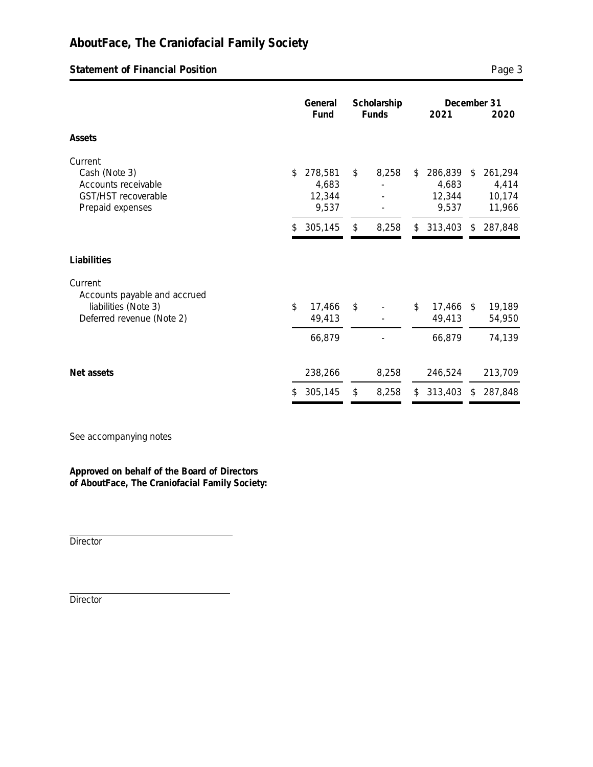# AboutFace, The Craniofacial Family Society

## Statement of Financial Position

| | General Fund | Scholarship Funds | December 31 2021 | December 31 2020 |
|---|---|---|---|---|
| **Assets** | | | | |
| Current | | | | |
| Cash (Note 3) | $ 278,581 | $ 8,258 | $ 286,839 | $ 261,294 |
| Accounts receivable | 4,683 | - | 4,683 | 4,414 |
| GST/HST recoverable | 12,344 | - | 12,344 | 10,174 |
| Prepaid expenses | 9,537 | - | 9,537 | 11,966 |
| | $ 305,145 | $ 8,258 | $ 313,403 | $ 287,848 |
| **Liabilities** | | | | |
| Current | | | | |
| Accounts payable and accrued liabilities (Note 3) | $ 17,466 | $ - | $ 17,466 | $ 19,189 |
| Deferred revenue (Note 2) | 49,413 | - | 49,413 | 54,950 |
| | 66,879 | - | 66,879 | 74,139 |
| **Net assets** | 238,266 | 8,258 | 246,524 | 213,709 |
| | $ 305,145 | $ 8,258 | $ 313,403 | $ 287,848 |

See accompanying notes

**Approved on behalf of the Board of Directors of AboutFace, The Craniofacial Family Society:**

Director

Director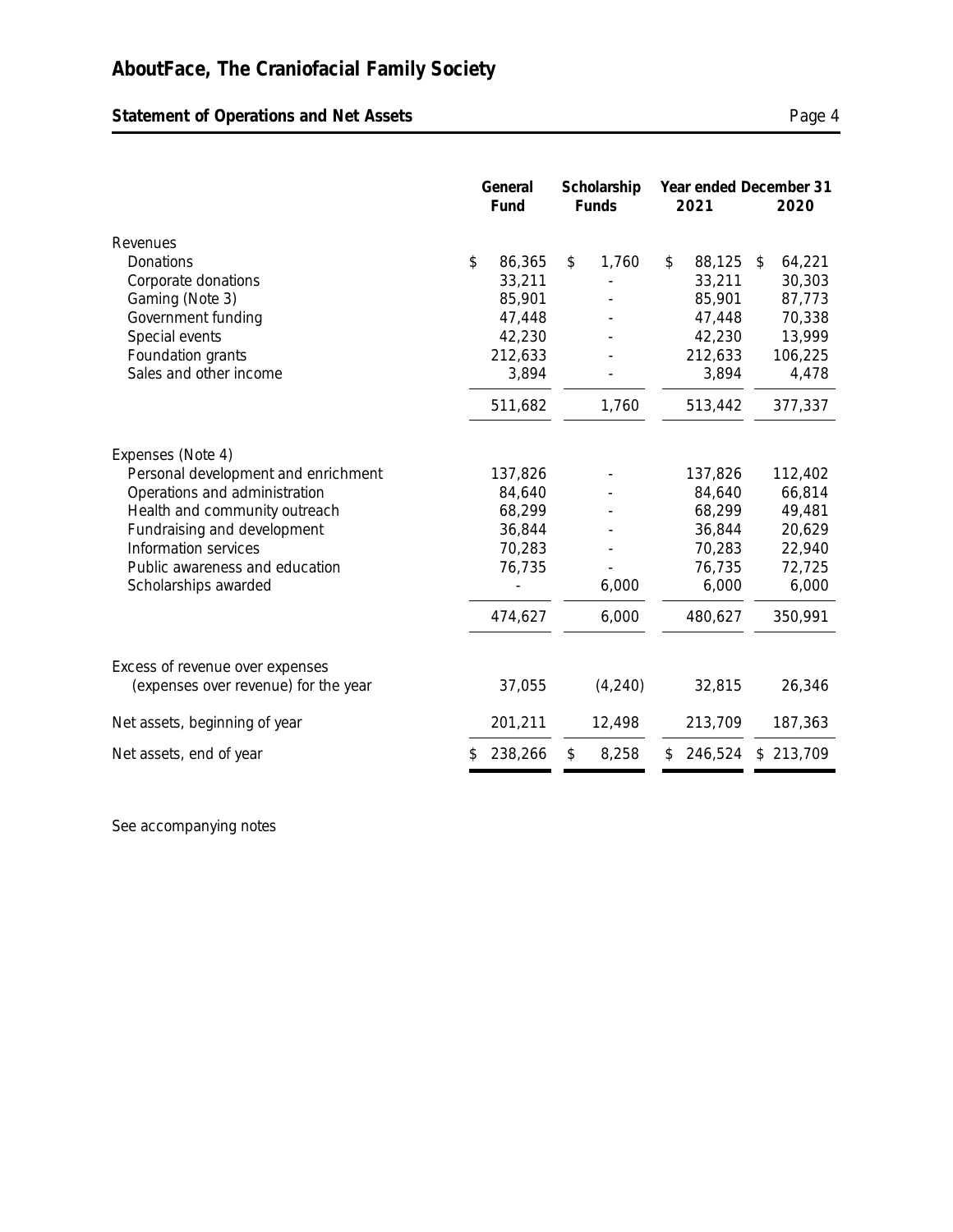# AboutFace, The Craniofacial Family Society

## Statement of Operations and Net Assets

| | General Fund | Scholarship Funds | Year ended December 31 2021 | 2020 |
|---|---|---|---|---|
| **Revenues** | | | | |
| Donations | $ 86,365 | $ 1,760 | $ 88,125 | $ 64,221 |
| Corporate donations | 33,211 | - | 33,211 | 30,303 |
| Gaming (Note 3) | 85,901 | - | 85,901 | 87,773 |
| Government funding | 47,448 | - | 47,448 | 70,338 |
| Special events | 42,230 | - | 42,230 | 13,999 |
| Foundation grants | 212,633 | - | 212,633 | 106,225 |
| Sales and other income | 3,894 | - | 3,894 | 4,478 |
| | 511,682 | 1,760 | 513,442 | 377,337 |
| **Expenses (Note 4)** | | | | |
| Personal development and enrichment | 137,826 | - | 137,826 | 112,402 |
| Operations and administration | 84,640 | - | 84,640 | 66,814 |
| Health and community outreach | 68,299 | - | 68,299 | 49,481 |
| Fundraising and development | 36,844 | - | 36,844 | 20,629 |
| Information services | 70,283 | - | 70,283 | 22,940 |
| Public awareness and education | 76,735 | - | 76,735 | 72,725 |
| Scholarships awarded | - | 6,000 | 6,000 | 6,000 |
| | 474,627 | 6,000 | 480,627 | 350,991 |
| Excess of revenue over expenses (expenses over revenue) for the year | 37,055 | (4,240) | 32,815 | 26,346 |
| Net assets, beginning of year | 201,211 | 12,498 | 213,709 | 187,363 |
| Net assets, end of year | $ 238,266 | $ 8,258 | $ 246,524 | $ 213,709 |

See accompanying notes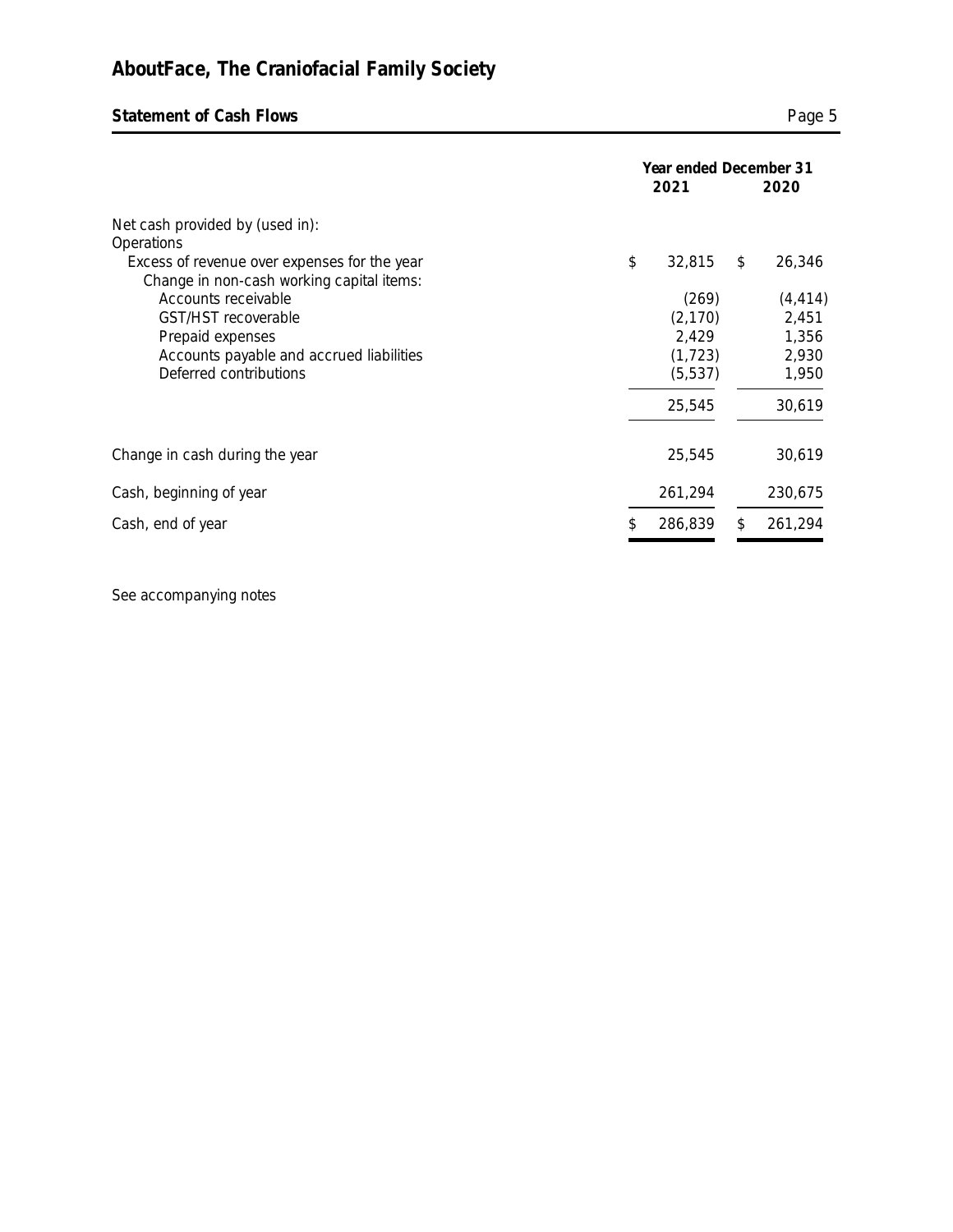# AboutFace, The Craniofacial Family Society

## Statement of Cash Flows

| | Year ended December 31 2021 | 2020 |
|---|---|---|
| Net cash provided by (used in): | | |
| Operations | | |
| Excess of revenue over expenses for the year | $ 32,815 | $ 26,346 |
| Change in non-cash working capital items: | | |
| Accounts receivable | (269) | (4,414) |
| GST/HST recoverable | (2,170) | 2,451 |
| Prepaid expenses | 2,429 | 1,356 |
| Accounts payable and accrued liabilities | (1,723) | 2,930 |
| Deferred contributions | (5,537) | 1,950 |
| | 25,545 | 30,619 |
| Change in cash during the year | 25,545 | 30,619 |
| Cash, beginning of year | 261,294 | 230,675 |
| Cash, end of year | $ 286,839 | $ 261,294 |

See accompanying notes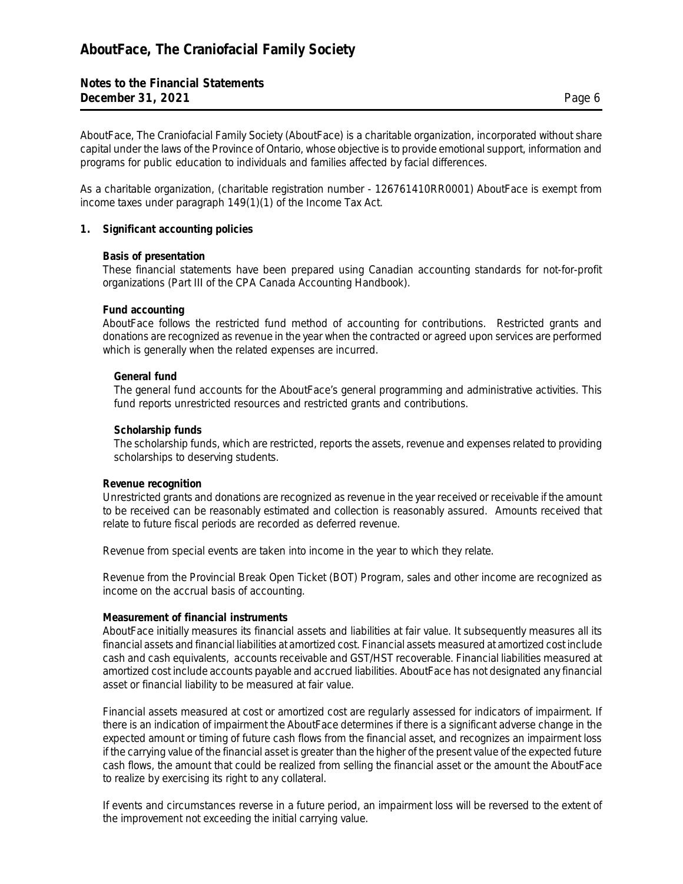AboutFace, The Craniofacial Family Society (AboutFace) is a charitable organization, incorporated without share capital under the laws of the Province of Ontario, whose objective is to provide emotional support, information and programs for public education to individuals and families affected by facial differences.

As a charitable organization, (charitable registration number - 126761410RR0001) AboutFace is exempt from income taxes under paragraph 149(1)(1) of the Income Tax Act.

## 1. Significant accounting policies

### Basis of presentation

These financial statements have been prepared using Canadian accounting standards for not-for-profit organizations (Part III of the CPA Canada Accounting Handbook).

### Fund accounting

AboutFace follows the restricted fund method of accounting for contributions. Restricted grants and donations are recognized as revenue in the year when the contracted or agreed upon services are performed which is generally when the related expenses are incurred.

#### General fund

The general fund accounts for the AboutFace's general programming and administrative activities. This fund reports unrestricted resources and restricted grants and contributions.

#### Scholarship funds

The scholarship funds, which are restricted, reports the assets, revenue and expenses related to providing scholarships to deserving students.

### Revenue recognition

Unrestricted grants and donations are recognized as revenue in the year received or receivable if the amount to be received can be reasonably estimated and collection is reasonably assured. Amounts received that relate to future fiscal periods are recorded as deferred revenue.

Revenue from special events are taken into income in the year to which they relate.

Revenue from the Provincial Break Open Ticket (BOT) Program, sales and other income are recognized as income on the accrual basis of accounting.

### Measurement of financial instruments

AboutFace initially measures its financial assets and liabilities at fair value. It subsequently measures all its financial assets and financial liabilities at amortized cost. Financial assets measured at amortized cost include cash and cash equivalents, accounts receivable and GST/HST recoverable. Financial liabilities measured at amortized cost include accounts payable and accrued liabilities. AboutFace has not designated any financial asset or financial liability to be measured at fair value.

Financial assets measured at cost or amortized cost are regularly assessed for indicators of impairment. If there is an indication of impairment the AboutFace determines if there is a significant adverse change in the expected amount or timing of future cash flows from the financial asset, and recognizes an impairment loss if the carrying value of the financial asset is greater than the higher of the present value of the expected future cash flows, the amount that could be realized from selling the financial asset or the amount the AboutFace to realize by exercising its right to any collateral.

If events and circumstances reverse in a future period, an impairment loss will be reversed to the extent of the improvement not exceeding the initial carrying value.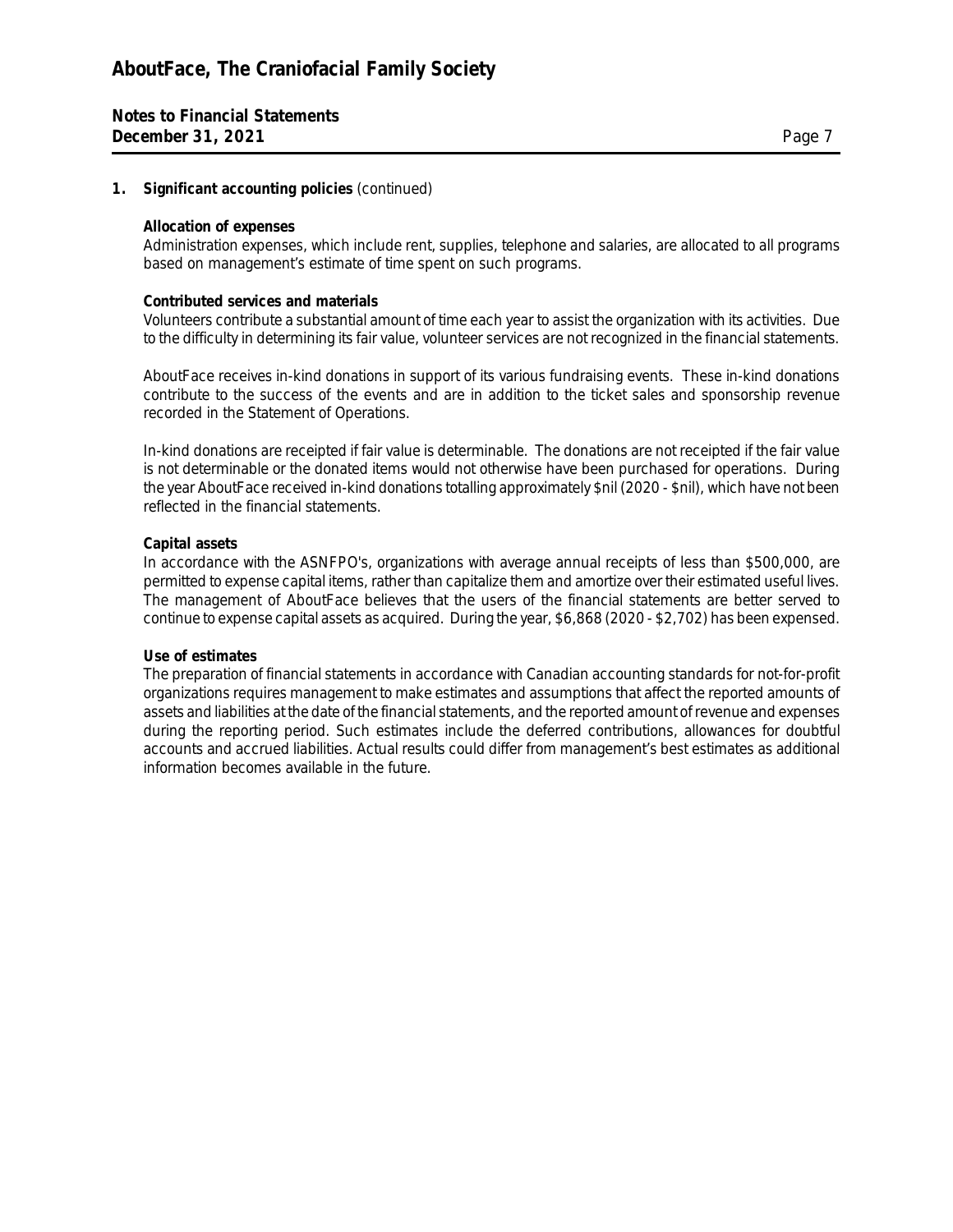# AboutFace, The Craniofacial Family Society

**Notes to Financial Statements**
**December 31, 2021**

**1. Significant accounting policies** (continued)

**Allocation of expenses**
Administration expenses, which include rent, supplies, telephone and salaries, are allocated to all programs based on management's estimate of time spent on such programs.

**Contributed services and materials**
Volunteers contribute a substantial amount of time each year to assist the organization with its activities. Due to the difficulty in determining its fair value, volunteer services are not recognized in the financial statements.

AboutFace receives in-kind donations in support of its various fundraising events. These in-kind donations contribute to the success of the events and are in addition to the ticket sales and sponsorship revenue recorded in the Statement of Operations.

In-kind donations are receipted if fair value is determinable. The donations are not receipted if the fair value is not determinable or the donated items would not otherwise have been purchased for operations. During the year AboutFace received in-kind donations totalling approximately $nil (2020 - $nil), which have not been reflected in the financial statements.

**Capital assets**
In accordance with the ASNFPO's, organizations with average annual receipts of less than $500,000, are permitted to expense capital items, rather than capitalize them and amortize over their estimated useful lives. The management of AboutFace believes that the users of the financial statements are better served to continue to expense capital assets as acquired. During the year, $6,868 (2020 - $2,702) has been expensed.

**Use of estimates**
The preparation of financial statements in accordance with Canadian accounting standards for not-for-profit organizations requires management to make estimates and assumptions that affect the reported amounts of assets and liabilities at the date of the financial statements, and the reported amount of revenue and expenses during the reporting period. Such estimates include the deferred contributions, allowances for doubtful accounts and accrued liabilities. Actual results could differ from management's best estimates as additional information becomes available in the future.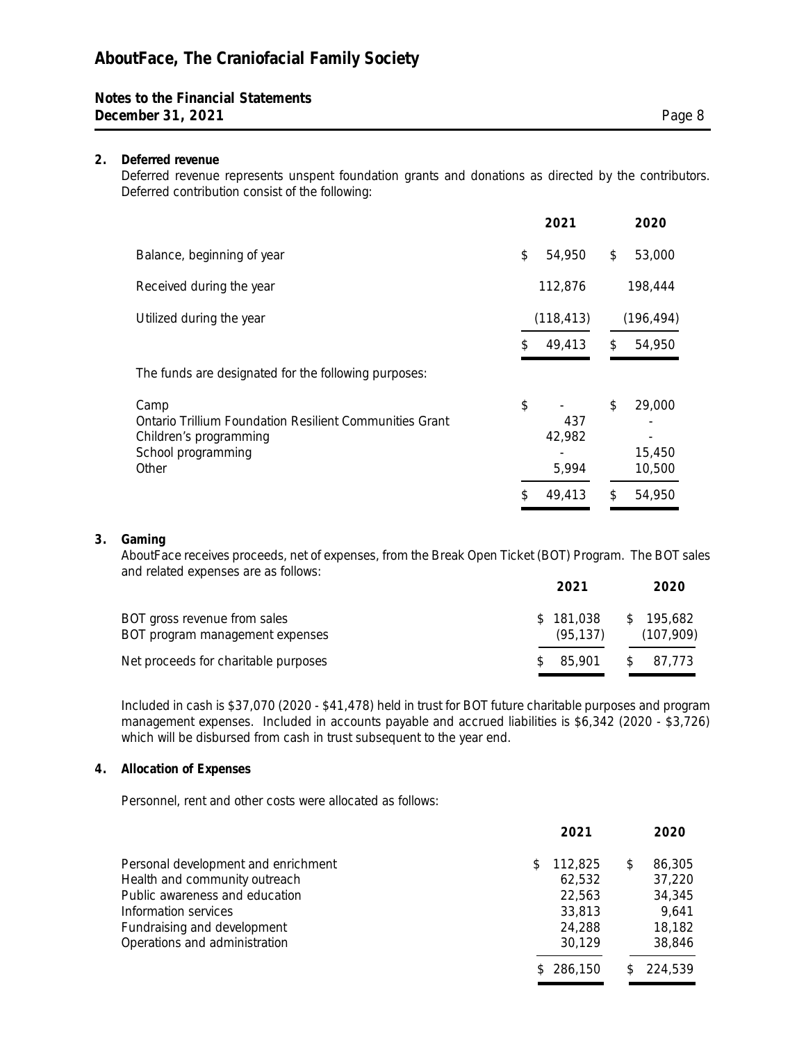## 2. Deferred revenue

Deferred revenue represents unspent foundation grants and donations as directed by the contributors. Deferred contribution consist of the following:

| | 2021 | 2020 |
|---|---|---|
| Balance, beginning of year | $ 54,950 | $ 53,000 |
| Received during the year | 112,876 | 198,444 |
| Utilized during the year | (118,413) | (196,494) |
| | $ 49,413 | $ 54,950 |

The funds are designated for the following purposes:

| | 2021 | 2020 |
|---|---|---|
| Camp | $ - | $ 29,000 |
| Ontario Trillium Foundation Resilient Communities Grant | 437 | - |
| Children's programming | 42,982 | - |
| School programming | - | 15,450 |
| Other | 5,994 | 10,500 |
| | $ 49,413 | $ 54,950 |

## 3. Gaming

AboutFace receives proceeds, net of expenses, from the Break Open Ticket (BOT) Program. The BOT sales and related expenses are as follows:

| | 2021 | 2020 |
|---|---|---|
| BOT gross revenue from sales | $ 181,038 | $ 195,682 |
| BOT program management expenses | (95,137) | (107,909) |
| Net proceeds for charitable purposes | $ 85,901 | $ 87,773 |

Included in cash is $37,070 (2020 - $41,478) held in trust for BOT future charitable purposes and program management expenses. Included in accounts payable and accrued liabilities is $6,342 (2020 - $3,726) which will be disbursed from cash in trust subsequent to the year end.

## 4. Allocation of Expenses

Personnel, rent and other costs were allocated as follows:

| | 2021 | 2020 |
|---|---|---|
| Personal development and enrichment | $ 112,825 | $ 86,305 |
| Health and community outreach | 62,532 | 37,220 |
| Public awareness and education | 22,563 | 34,345 |
| Information services | 33,813 | 9,641 |
| Fundraising and development | 24,288 | 18,182 |
| Operations and administration | 30,129 | 38,846 |
| | $ 286,150 | $ 224,539 |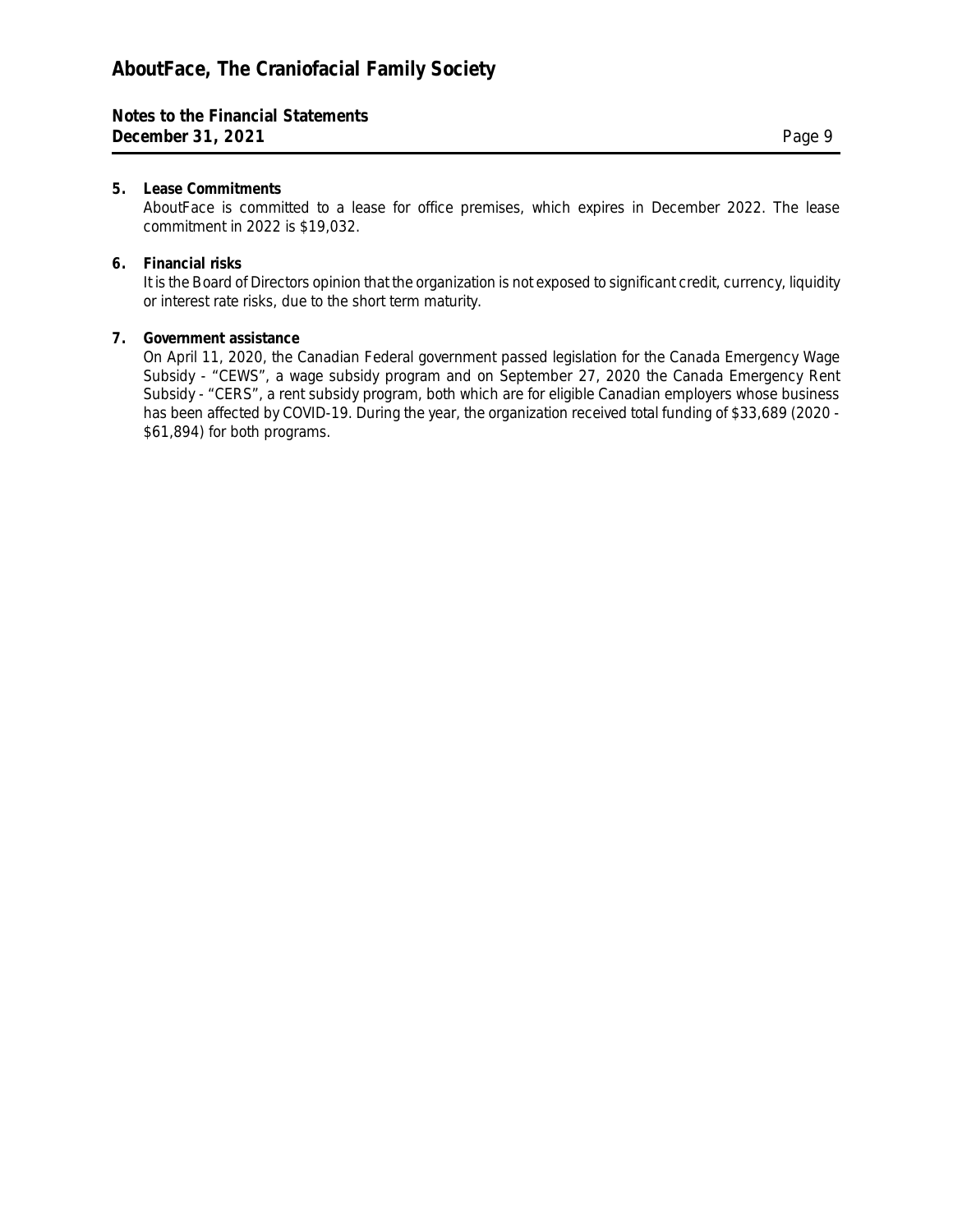## 5. Lease Commitments

AboutFace is committed to a lease for office premises, which expires in December 2022. The lease commitment in 2022 is $19,032.

## 6. Financial risks

It is the Board of Directors opinion that the organization is not exposed to significant credit, currency, liquidity or interest rate risks, due to the short term maturity.

## 7. Government assistance

On April 11, 2020, the Canadian Federal government passed legislation for the Canada Emergency Wage Subsidy - "CEWS", a wage subsidy program and on September 27, 2020 the Canada Emergency Rent Subsidy - "CERS", a rent subsidy program, both which are for eligible Canadian employers whose business has been affected by COVID-19. During the year, the organization received total funding of $33,689 (2020 - $61,894) for both programs.